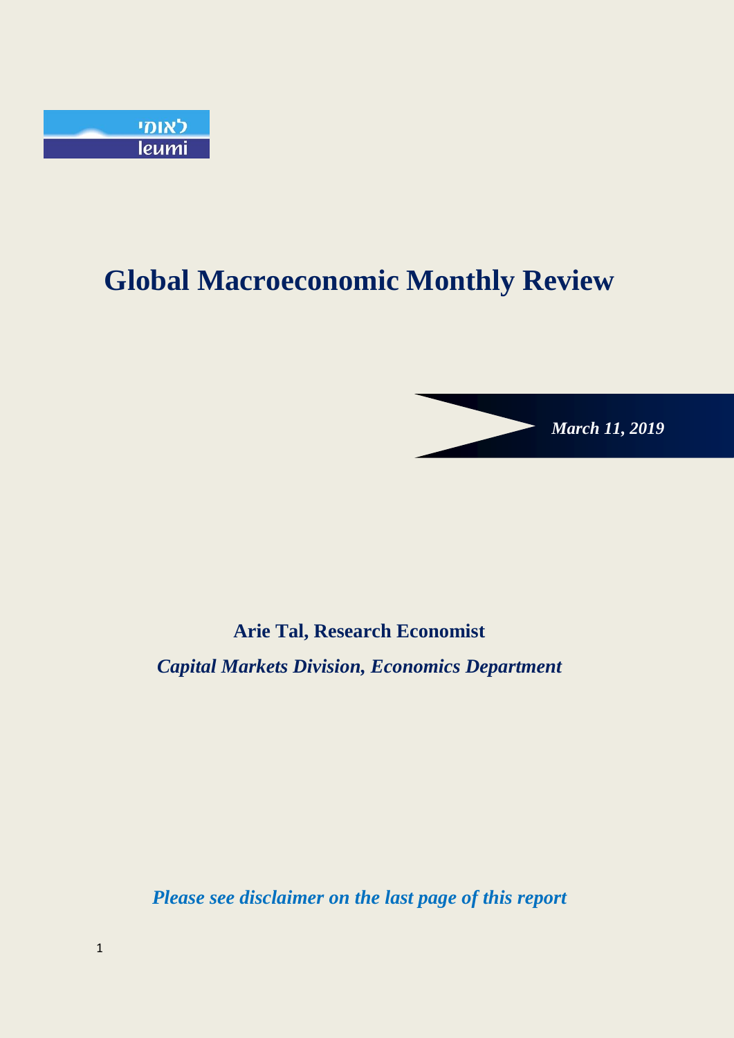לאומי
leumi

# Global Macroeconomic Monthly Review

***March 11, 2019***

**Arie Tal, Research Economist**

***Capital Markets Division, Economics Department***

***Please see disclaimer on the last page of this report***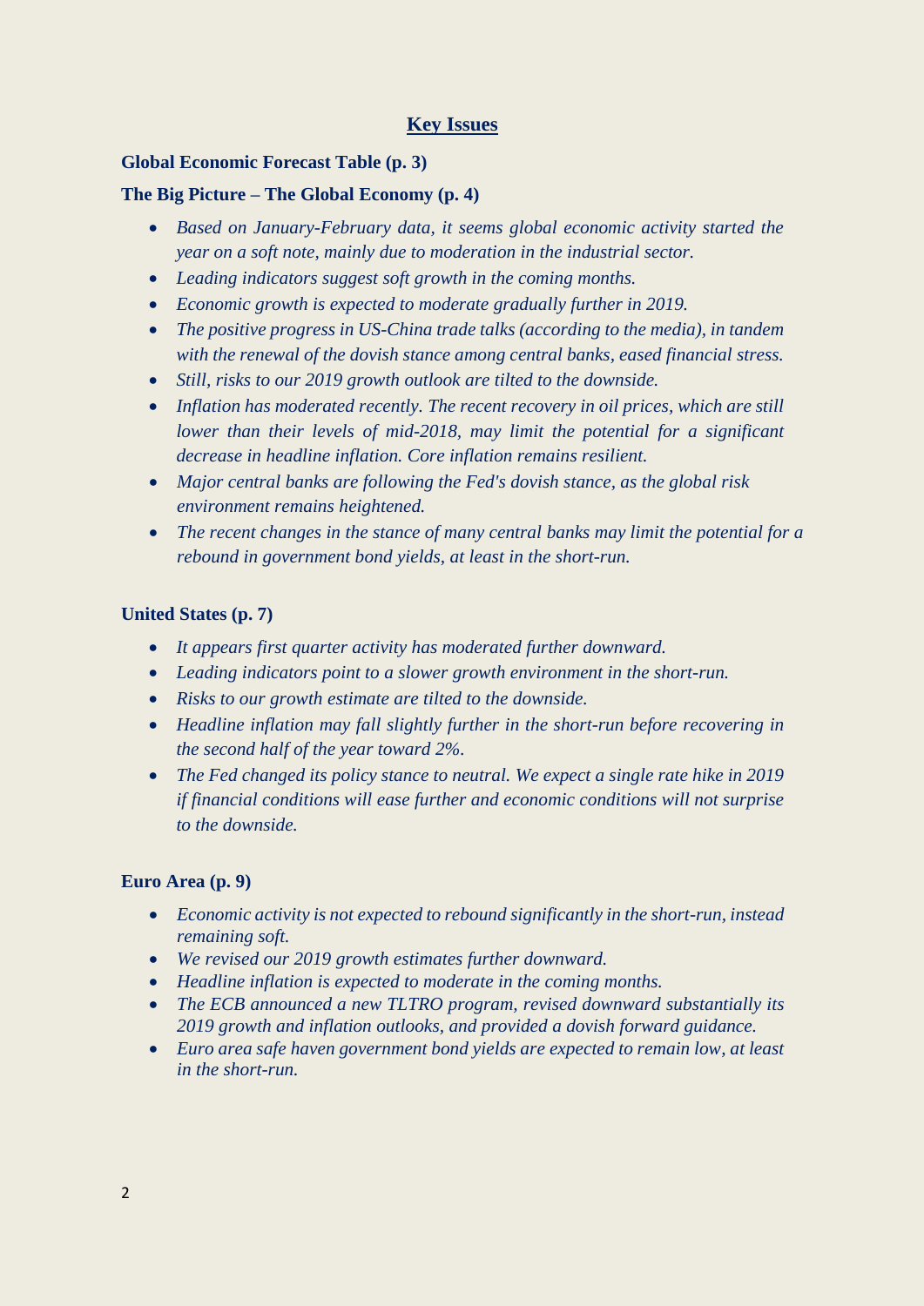## Key Issues

**Global Economic Forecast Table (p. 3)**

**The Big Picture – The Global Economy (p. 4)**

- *Based on January-February data, it seems global economic activity started the year on a soft note, mainly due to moderation in the industrial sector.*
- *Leading indicators suggest soft growth in the coming months.*
- *Economic growth is expected to moderate gradually further in 2019.*
- *The positive progress in US-China trade talks (according to the media), in tandem with the renewal of the dovish stance among central banks, eased financial stress.*
- *Still, risks to our 2019 growth outlook are tilted to the downside.*
- *Inflation has moderated recently. The recent recovery in oil prices, which are still lower than their levels of mid-2018, may limit the potential for a significant decrease in headline inflation. Core inflation remains resilient.*
- *Major central banks are following the Fed's dovish stance, as the global risk environment remains heightened.*
- *The recent changes in the stance of many central banks may limit the potential for a rebound in government bond yields, at least in the short-run.*

**United States (p. 7)**

- *It appears first quarter activity has moderated further downward.*
- *Leading indicators point to a slower growth environment in the short-run.*
- *Risks to our growth estimate are tilted to the downside.*
- *Headline inflation may fall slightly further in the short-run before recovering in the second half of the year toward 2%.*
- *The Fed changed its policy stance to neutral. We expect a single rate hike in 2019 if financial conditions will ease further and economic conditions will not surprise to the downside.*

**Euro Area (p. 9)**

- *Economic activity is not expected to rebound significantly in the short-run, instead remaining soft.*
- *We revised our 2019 growth estimates further downward.*
- *Headline inflation is expected to moderate in the coming months.*
- *The ECB announced a new TLTRO program, revised downward substantially its 2019 growth and inflation outlooks, and provided a dovish forward guidance.*
- *Euro area safe haven government bond yields are expected to remain low, at least in the short-run.*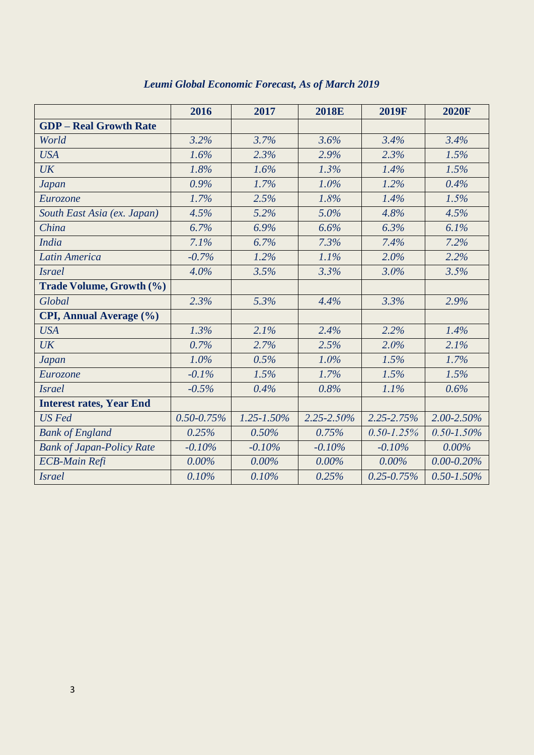*Leumi Global Economic Forecast, As of March 2019*

| | 2016 | 2017 | 2018E | 2019F | 2020F |
|---|---|---|---|---|---|
| **GDP – Real Growth Rate** | | | | | |
| *World* | *3.2%* | *3.7%* | *3.6%* | *3.4%* | *3.4%* |
| *USA* | *1.6%* | *2.3%* | *2.9%* | *2.3%* | *1.5%* |
| *UK* | *1.8%* | *1.6%* | *1.3%* | *1.4%* | *1.5%* |
| *Japan* | *0.9%* | *1.7%* | *1.0%* | *1.2%* | *0.4%* |
| *Eurozone* | *1.7%* | *2.5%* | *1.8%* | *1.4%* | *1.5%* |
| *South East Asia (ex. Japan)* | *4.5%* | *5.2%* | *5.0%* | *4.8%* | *4.5%* |
| *China* | *6.7%* | *6.9%* | *6.6%* | *6.3%* | *6.1%* |
| *India* | *7.1%* | *6.7%* | *7.3%* | *7.4%* | *7.2%* |
| *Latin America* | *-0.7%* | *1.2%* | *1.1%* | *2.0%* | *2.2%* |
| *Israel* | *4.0%* | *3.5%* | *3.3%* | *3.0%* | *3.5%* |
| **Trade Volume, Growth (%)** | | | | | |
| *Global* | *2.3%* | *5.3%* | *4.4%* | *3.3%* | *2.9%* |
| **CPI, Annual Average (%)** | | | | | |
| *USA* | *1.3%* | *2.1%* | *2.4%* | *2.2%* | *1.4%* |
| *UK* | *0.7%* | *2.7%* | *2.5%* | *2.0%* | *2.1%* |
| *Japan* | *1.0%* | *0.5%* | *1.0%* | *1.5%* | *1.7%* |
| *Eurozone* | *-0.1%* | *1.5%* | *1.7%* | *1.5%* | *1.5%* |
| *Israel* | *-0.5%* | *0.4%* | *0.8%* | *1.1%* | *0.6%* |
| **Interest rates, Year End** | | | | | |
| *US Fed* | *0.50-0.75%* | *1.25-1.50%* | *2.25-2.50%* | *2.25-2.75%* | *2.00-2.50%* |
| *Bank of England* | *0.25%* | *0.50%* | *0.75%* | *0.50-1.25%* | *0.50-1.50%* |
| *Bank of Japan-Policy Rate* | *-0.10%* | *-0.10%* | *-0.10%* | *-0.10%* | *0.00%* |
| *ECB-Main Refi* | *0.00%* | *0.00%* | *0.00%* | *0.00%* | *0.00-0.20%* |
| *Israel* | *0.10%* | *0.10%* | *0.25%* | *0.25-0.75%* | *0.50-1.50%* |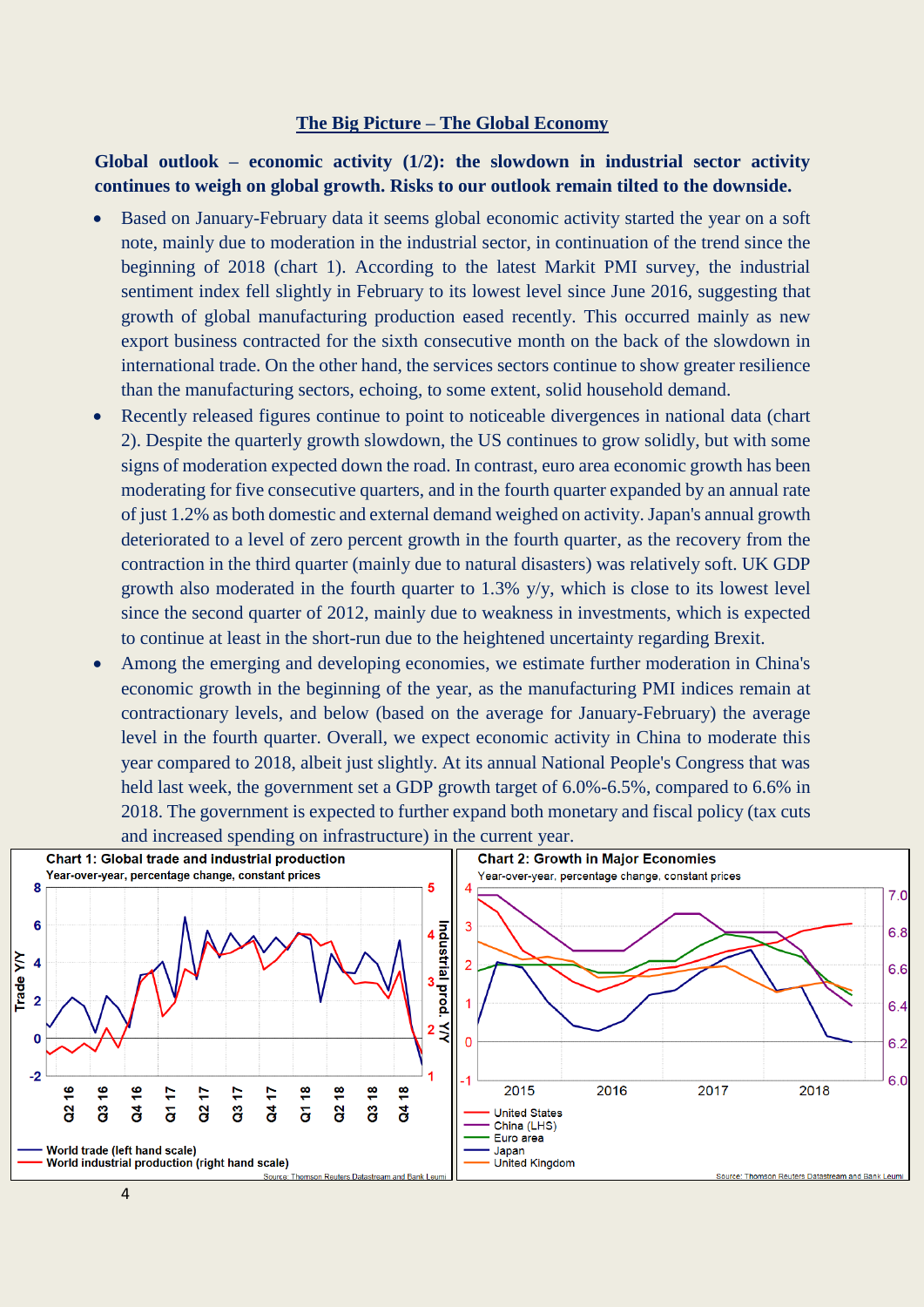## The Big Picture – The Global Economy

**Global outlook – economic activity (1/2): the slowdown in industrial sector activity continues to weigh on global growth. Risks to our outlook remain tilted to the downside.**

- Based on January-February data it seems global economic activity started the year on a soft note, mainly due to moderation in the industrial sector, in continuation of the trend since the beginning of 2018 (chart 1). According to the latest Markit PMI survey, the industrial sentiment index fell slightly in February to its lowest level since June 2016, suggesting that growth of global manufacturing production eased recently. This occurred mainly as new export business contracted for the sixth consecutive month on the back of the slowdown in international trade. On the other hand, the services sectors continue to show greater resilience than the manufacturing sectors, echoing, to some extent, solid household demand.
- Recently released figures continue to point to noticeable divergences in national data (chart 2). Despite the quarterly growth slowdown, the US continues to grow solidly, but with some signs of moderation expected down the road. In contrast, euro area economic growth has been moderating for five consecutive quarters, and in the fourth quarter expanded by an annual rate of just 1.2% as both domestic and external demand weighed on activity. Japan's annual growth deteriorated to a level of zero percent growth in the fourth quarter, as the recovery from the contraction in the third quarter (mainly due to natural disasters) was relatively soft. UK GDP growth also moderated in the fourth quarter to 1.3% y/y, which is close to its lowest level since the second quarter of 2012, mainly due to weakness in investments, which is expected to continue at least in the short-run due to the heightened uncertainty regarding Brexit.
- Among the emerging and developing economies, we estimate further moderation in China's economic growth in the beginning of the year, as the manufacturing PMI indices remain at contractionary levels, and below (based on the average for January-February) the average level in the fourth quarter. Overall, we expect economic activity in China to moderate this year compared to 2018, albeit just slightly. At its annual National People's Congress that was held last week, the government set a GDP growth target of 6.0%-6.5%, compared to 6.6% in 2018. The government is expected to further expand both monetary and fiscal policy (tax cuts and increased spending on infrastructure) in the current year.

**Chart 1: Global trade and industrial production**

Year-over-year, percentage change, constant prices

World trade (left hand scale)
World industrial production (right hand scale)

Source: Thomson Reuters Datastream and Bank Leumi

**Chart 2: Growth in Major Economies**

Year-over-year, percentage change, constant prices

United States
China (LHS)
Euro area
Japan
United Kingdom

Source: Thomson Reuters Datastream and Bank Leumi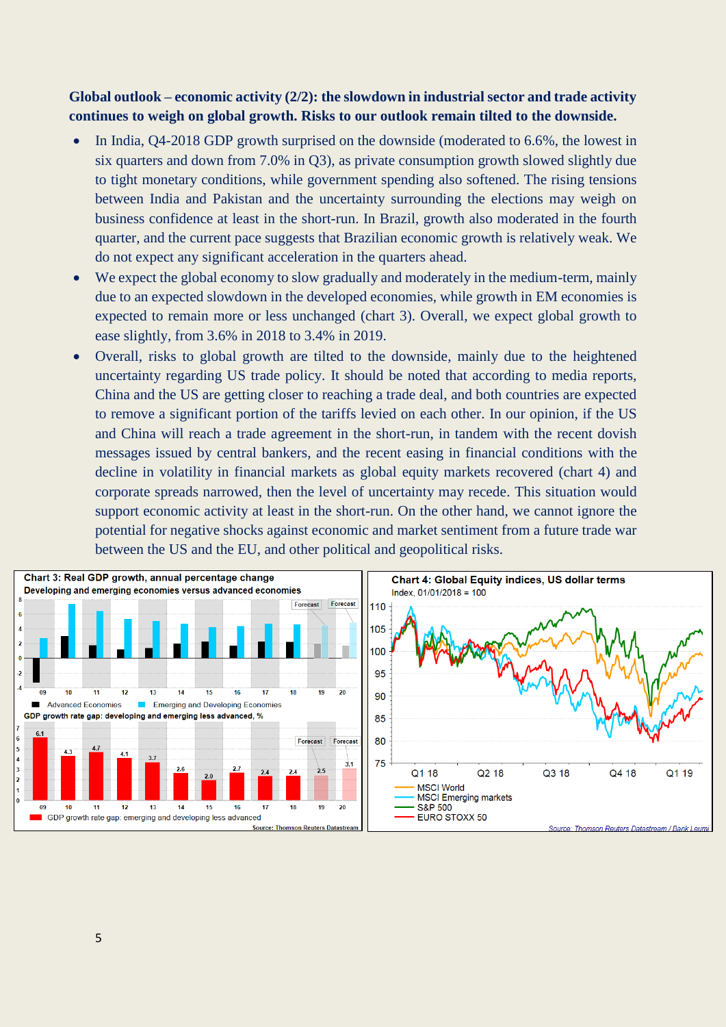**Global outlook – economic activity (2/2): the slowdown in industrial sector and trade activity continues to weigh on global growth. Risks to our outlook remain tilted to the downside.**

- In India, Q4-2018 GDP growth surprised on the downside (moderated to 6.6%, the lowest in six quarters and down from 7.0% in Q3), as private consumption growth slowed slightly due to tight monetary conditions, while government spending also softened. The rising tensions between India and Pakistan and the uncertainty surrounding the elections may weigh on business confidence at least in the short-run. In Brazil, growth also moderated in the fourth quarter, and the current pace suggests that Brazilian economic growth is relatively weak. We do not expect any significant acceleration in the quarters ahead.
- We expect the global economy to slow gradually and moderately in the medium-term, mainly due to an expected slowdown in the developed economies, while growth in EM economies is expected to remain more or less unchanged (chart 3). Overall, we expect global growth to ease slightly, from 3.6% in 2018 to 3.4% in 2019.
- Overall, risks to global growth are tilted to the downside, mainly due to the heightened uncertainty regarding US trade policy. It should be noted that according to media reports, China and the US are getting closer to reaching a trade deal, and both countries are expected to remove a significant portion of the tariffs levied on each other. In our opinion, if the US and China will reach a trade agreement in the short-run, in tandem with the recent dovish messages issued by central bankers, and the recent easing in financial conditions with the decline in volatility in financial markets as global equity markets recovered (chart 4) and corporate spreads narrowed, then the level of uncertainty may recede. This situation would support economic activity at least in the short-run. On the other hand, we cannot ignore the potential for negative shocks against economic and market sentiment from a future trade war between the US and the EU, and other political and geopolitical risks.

**Chart 3: Real GDP growth, annual percentage change**
Developing and emerging economies versus advanced economies

GDP growth rate gap: developing and emerging less advanced, %

| Year | 09 | 10 | 11 | 12 | 13 | 14 | 15 | 16 | 17 | 18 | 19 (Forecast) | 20 (Forecast) |
|---|---|---|---|---|---|---|---|---|---|---|---|---|
| GDP growth rate gap: emerging and developing less advanced | 6.1 | 4.3 | 4.7 | 4.1 | 3.7 | 2.6 | 2.0 | 2.7 | 2.4 | 2.4 | 2.5 | 3.1 |

Source: Thomson Reuters Datastream

**Chart 4: Global Equity indices, US dollar terms**
Index, 01/01/2018 = 100

MSCI World; MSCI Emerging markets; S&P 500; EURO STOXX 50

Source: Thomson Reuters Datastream / Bank Leumi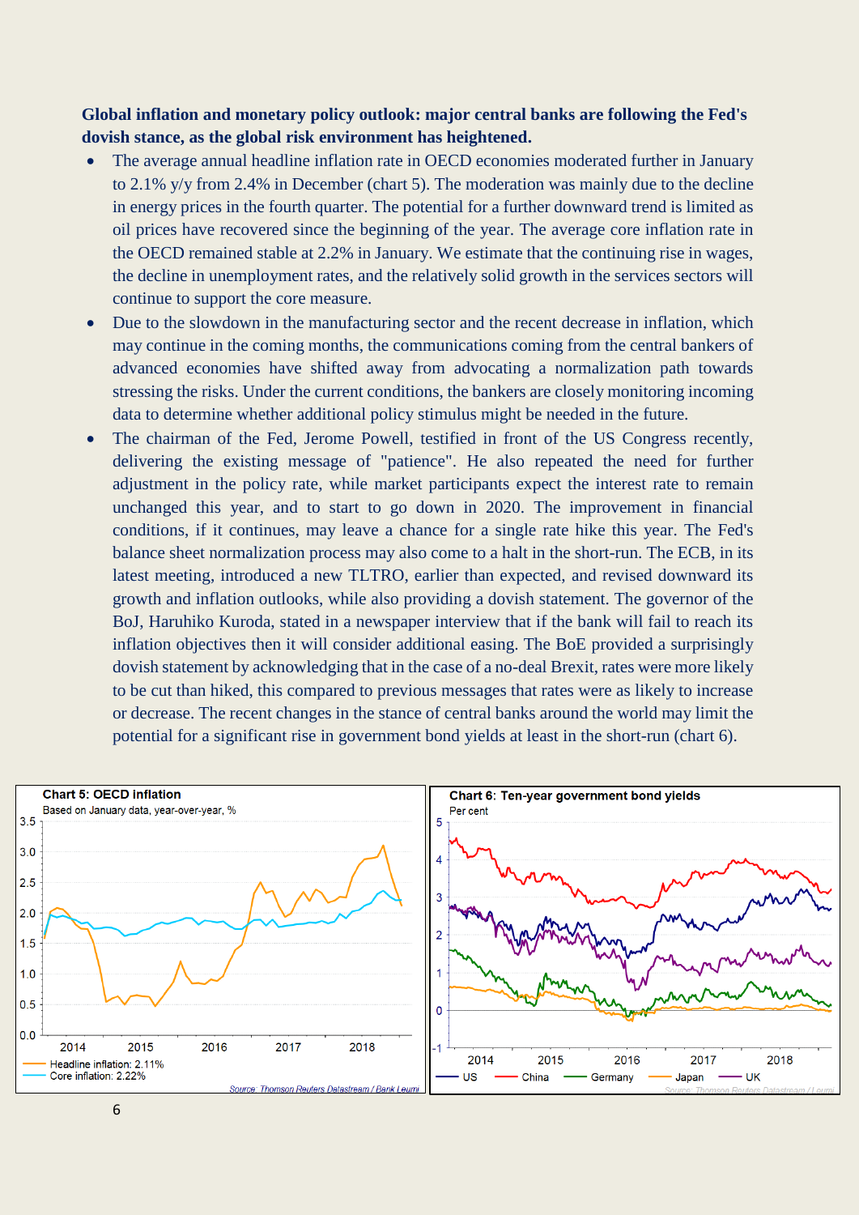**Global inflation and monetary policy outlook: major central banks are following the Fed's dovish stance, as the global risk environment has heightened.**

- The average annual headline inflation rate in OECD economies moderated further in January to 2.1% y/y from 2.4% in December (chart 5). The moderation was mainly due to the decline in energy prices in the fourth quarter. The potential for a further downward trend is limited as oil prices have recovered since the beginning of the year. The average core inflation rate in the OECD remained stable at 2.2% in January. We estimate that the continuing rise in wages, the decline in unemployment rates, and the relatively solid growth in the services sectors will continue to support the core measure.
- Due to the slowdown in the manufacturing sector and the recent decrease in inflation, which may continue in the coming months, the communications coming from the central bankers of advanced economies have shifted away from advocating a normalization path towards stressing the risks. Under the current conditions, the bankers are closely monitoring incoming data to determine whether additional policy stimulus might be needed in the future.
- The chairman of the Fed, Jerome Powell, testified in front of the US Congress recently, delivering the existing message of "patience". He also repeated the need for further adjustment in the policy rate, while market participants expect the interest rate to remain unchanged this year, and to start to go down in 2020. The improvement in financial conditions, if it continues, may leave a chance for a single rate hike this year. The Fed's balance sheet normalization process may also come to a halt in the short-run. The ECB, in its latest meeting, introduced a new TLTRO, earlier than expected, and revised downward its growth and inflation outlooks, while also providing a dovish statement. The governor of the BoJ, Haruhiko Kuroda, stated in a newspaper interview that if the bank will fail to reach its inflation objectives then it will consider additional easing. The BoE provided a surprisingly dovish statement by acknowledging that in the case of a no-deal Brexit, rates were more likely to be cut than hiked, this compared to previous messages that rates were as likely to increase or decrease. The recent changes in the stance of central banks around the world may limit the potential for a significant rise in government bond yields at least in the short-run (chart 6).

**Chart 5: OECD inflation**
Based on January data, year-over-year, %
Headline inflation: 2.11%
Core inflation: 2.22%
Source: Thomson Reuters Datastream / Bank Leumi

**Chart 6: Ten-year government bond yields**
Per cent
US, China, Germany, Japan, UK
Source: Thomson Reuters Datastream / Leumi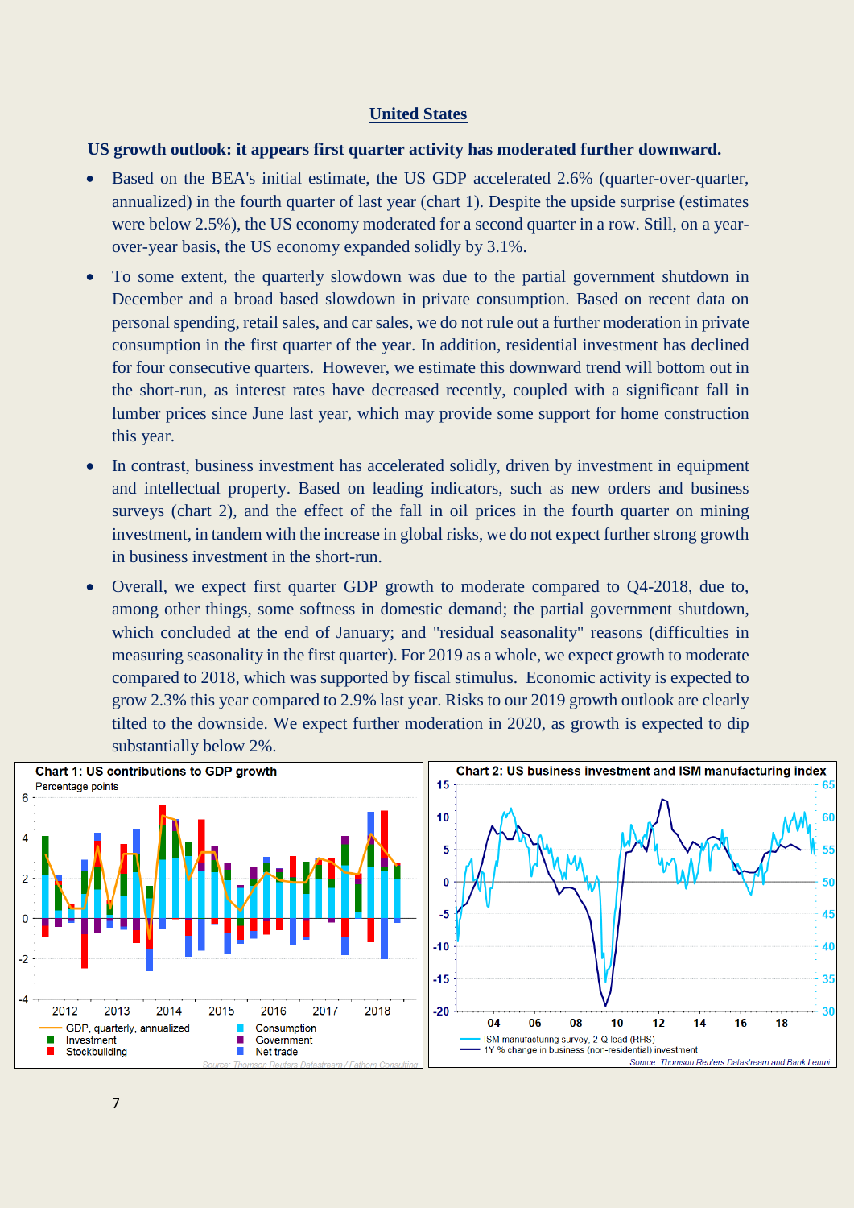## United States

**US growth outlook: it appears first quarter activity has moderated further downward.**

- Based on the BEA's initial estimate, the US GDP accelerated 2.6% (quarter-over-quarter, annualized) in the fourth quarter of last year (chart 1). Despite the upside surprise (estimates were below 2.5%), the US economy moderated for a second quarter in a row. Still, on a year-over-year basis, the US economy expanded solidly by 3.1%.
- To some extent, the quarterly slowdown was due to the partial government shutdown in December and a broad based slowdown in private consumption. Based on recent data on personal spending, retail sales, and car sales, we do not rule out a further moderation in private consumption in the first quarter of the year. In addition, residential investment has declined for four consecutive quarters. However, we estimate this downward trend will bottom out in the short-run, as interest rates have decreased recently, coupled with a significant fall in lumber prices since June last year, which may provide some support for home construction this year.
- In contrast, business investment has accelerated solidly, driven by investment in equipment and intellectual property. Based on leading indicators, such as new orders and business surveys (chart 2), and the effect of the fall in oil prices in the fourth quarter on mining investment, in tandem with the increase in global risks, we do not expect further strong growth in business investment in the short-run.
- Overall, we expect first quarter GDP growth to moderate compared to Q4-2018, due to, among other things, some softness in domestic demand; the partial government shutdown, which concluded at the end of January; and "residual seasonality" reasons (difficulties in measuring seasonality in the first quarter). For 2019 as a whole, we expect growth to moderate compared to 2018, which was supported by fiscal stimulus. Economic activity is expected to grow 2.3% this year compared to 2.9% last year. Risks to our 2019 growth outlook are clearly tilted to the downside. We expect further moderation in 2020, as growth is expected to dip substantially below 2%.

**Chart 1: US contributions to GDP growth**

Percentage points

Legend: GDP, quarterly, annualized; Investment; Stockbuilding; Consumption; Government; Net trade

Source: Thomson Reuters Datastream / Fathom Consulting

**Chart 2: US business investment and ISM manufacturing index**

Legend: ISM manufacturing survey, 2-Q lead (RHS); 1Y % change in business (non-residential) investment

Source: Thomson Reuters Datastream and Bank Leumi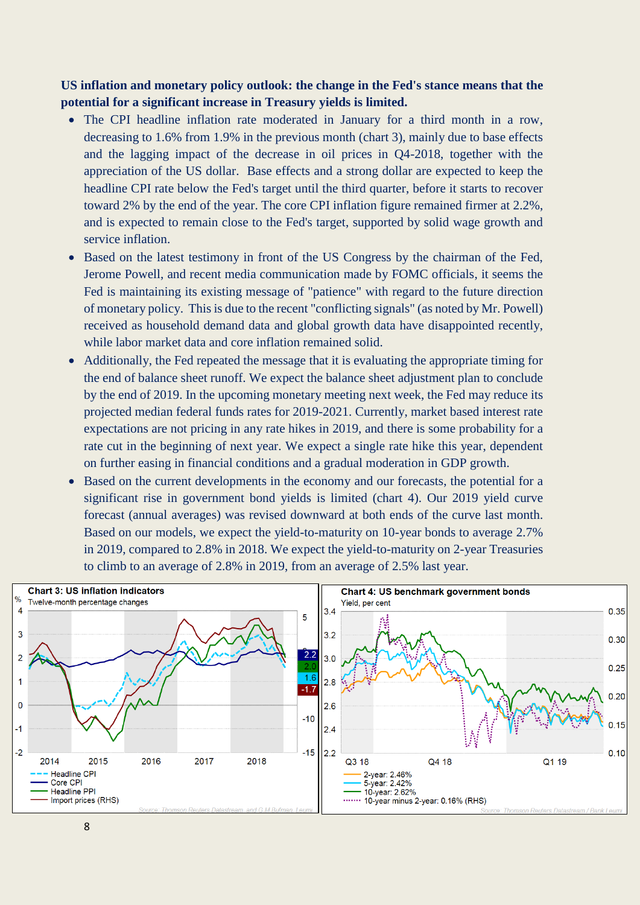**US inflation and monetary policy outlook: the change in the Fed's stance means that the potential for a significant increase in Treasury yields is limited.**

- The CPI headline inflation rate moderated in January for a third month in a row, decreasing to 1.6% from 1.9% in the previous month (chart 3), mainly due to base effects and the lagging impact of the decrease in oil prices in Q4-2018, together with the appreciation of the US dollar. Base effects and a strong dollar are expected to keep the headline CPI rate below the Fed's target until the third quarter, before it starts to recover toward 2% by the end of the year. The core CPI inflation figure remained firmer at 2.2%, and is expected to remain close to the Fed's target, supported by solid wage growth and service inflation.
- Based on the latest testimony in front of the US Congress by the chairman of the Fed, Jerome Powell, and recent media communication made by FOMC officials, it seems the Fed is maintaining its existing message of "patience" with regard to the future direction of monetary policy. This is due to the recent "conflicting signals" (as noted by Mr. Powell) received as household demand data and global growth data have disappointed recently, while labor market data and core inflation remained solid.
- Additionally, the Fed repeated the message that it is evaluating the appropriate timing for the end of balance sheet runoff. We expect the balance sheet adjustment plan to conclude by the end of 2019. In the upcoming monetary meeting next week, the Fed may reduce its projected median federal funds rates for 2019-2021. Currently, market based interest rate expectations are not pricing in any rate hikes in 2019, and there is some probability for a rate cut in the beginning of next year. We expect a single rate hike this year, dependent on further easing in financial conditions and a gradual moderation in GDP growth.
- Based on the current developments in the economy and our forecasts, the potential for a significant rise in government bond yields is limited (chart 4). Our 2019 yield curve forecast (annual averages) was revised downward at both ends of the curve last month. Based on our models, we expect the yield-to-maturity on 10-year bonds to average 2.7% in 2019, compared to 2.8% in 2018. We expect the yield-to-maturity on 2-year Treasuries to climb to an average of 2.8% in 2019, from an average of 2.5% last year.

**Chart 3: US inflation indicators**

Twelve-month percentage changes

Headline CPI: 1.6; Core CPI: 2.2; Headline PPI: 2.0; Import prices (RHS): -1.7

Source: Thomson Reuters Datastream and G.M Bufman, Leumi

**Chart 4: US benchmark government bonds**

Yield, per cent

2-year: 2.46%; 5-year: 2.42%; 10-year: 2.62%; 10-year minus 2-year: 0.16% (RHS)

Source: Thomson Reuters Datastream / Bank Leumi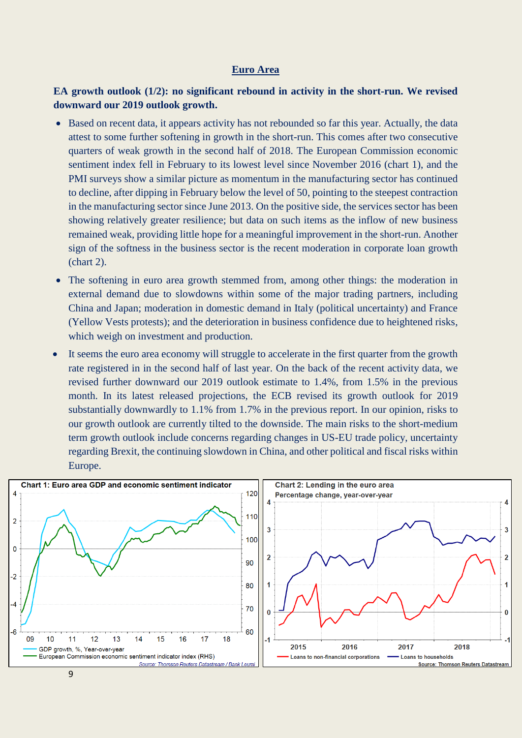## Euro Area

**EA growth outlook (1/2): no significant rebound in activity in the short-run. We revised downward our 2019 outlook growth.**

- Based on recent data, it appears activity has not rebounded so far this year. Actually, the data attest to some further softening in growth in the short-run. This comes after two consecutive quarters of weak growth in the second half of 2018. The European Commission economic sentiment index fell in February to its lowest level since November 2016 (chart 1), and the PMI surveys show a similar picture as momentum in the manufacturing sector has continued to decline, after dipping in February below the level of 50, pointing to the steepest contraction in the manufacturing sector since June 2013. On the positive side, the services sector has been showing relatively greater resilience; but data on such items as the inflow of new business remained weak, providing little hope for a meaningful improvement in the short-run. Another sign of the softness in the business sector is the recent moderation in corporate loan growth (chart 2).
- The softening in euro area growth stemmed from, among other things: the moderation in external demand due to slowdowns within some of the major trading partners, including China and Japan; moderation in domestic demand in Italy (political uncertainty) and France (Yellow Vests protests); and the deterioration in business confidence due to heightened risks, which weigh on investment and production.
- It seems the euro area economy will struggle to accelerate in the first quarter from the growth rate registered in in the second half of last year. On the back of the recent activity data, we revised further downward our 2019 outlook estimate to 1.4%, from 1.5% in the previous month. In its latest released projections, the ECB revised its growth outlook for 2019 substantially downwardly to 1.1% from 1.7% in the previous report. In our opinion, risks to our growth outlook are currently tilted to the downside. The main risks to the short-medium term growth outlook include concerns regarding changes in US-EU trade policy, uncertainty regarding Brexit, the continuing slowdown in China, and other political and fiscal risks within Europe.

**Chart 1: Euro area GDP and economic sentiment indicator**

GDP growth, %, Year-over-year; European Commission economic sentiment indicator index (RHS)

Source: Thomson Reuters Datastream / Bank Leumi

**Chart 2: Lending in the euro area**

Percentage change, year-over-year

Loans to non-financial corporations; Loans to households

Source: Thomson Reuters Datastream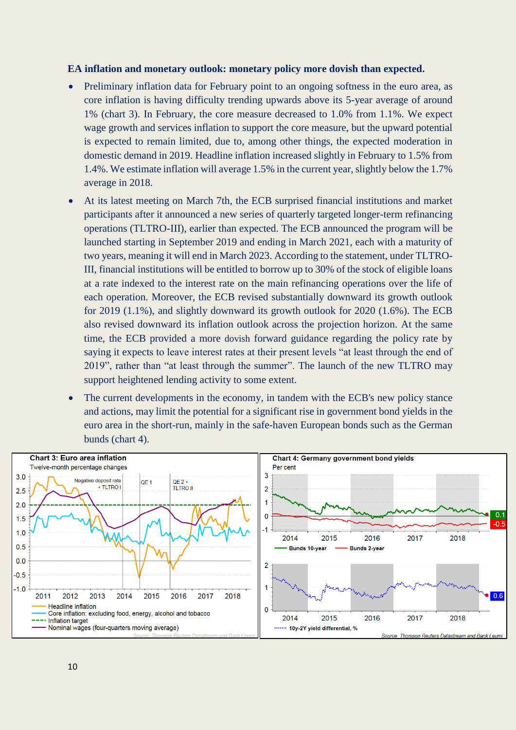**EA inflation and monetary outlook: monetary policy more dovish than expected.**

- Preliminary inflation data for February point to an ongoing softness in the euro area, as core inflation is having difficulty trending upwards above its 5-year average of around 1% (chart 3). In February, the core measure decreased to 1.0% from 1.1%. We expect wage growth and services inflation to support the core measure, but the upward potential is expected to remain limited, due to, among other things, the expected moderation in domestic demand in 2019. Headline inflation increased slightly in February to 1.5% from 1.4%. We estimate inflation will average 1.5% in the current year, slightly below the 1.7% average in 2018.
- At its latest meeting on March 7th, the ECB surprised financial institutions and market participants after it announced a new series of quarterly targeted longer-term refinancing operations (TLTRO-III), earlier than expected. The ECB announced the program will be launched starting in September 2019 and ending in March 2021, each with a maturity of two years, meaning it will end in March 2023. According to the statement, under TLTRO-III, financial institutions will be entitled to borrow up to 30% of the stock of eligible loans at a rate indexed to the interest rate on the main refinancing operations over the life of each operation. Moreover, the ECB revised substantially downward its growth outlook for 2019 (1.1%), and slightly downward its growth outlook for 2020 (1.6%). The ECB also revised downward its inflation outlook across the projection horizon. At the same time, the ECB provided a more dovish forward guidance regarding the policy rate by saying it expects to leave interest rates at their present levels "at least through the end of 2019", rather than "at least through the summer". The launch of the new TLTRO may support heightened lending activity to some extent.
- The current developments in the economy, in tandem with the ECB's new policy stance and actions, may limit the potential for a significant rise in government bond yields in the euro area in the short-run, mainly in the safe-haven European bonds such as the German bunds (chart 4).

**Chart 3: Euro area inflation**

Twelve-month percentage changes

Negative deposit rate + TLTRO I; QE 1; QE 2 + TLTRO II

- Headline inflation
- Core inflation: excluding food, energy, alcohol and tobacco
- Inflation target
- Nominal wages (four-quarters moving average)

Source: Thomson Reuters Datastream and Bank Leumi

**Chart 4: Germany government bond yields**

Per cent

- Bunds 10-year (0.1)
- Bunds 2-year (-0.5)
- 10y-2Y yield differential, % (0.6)

Source: Thomson Reuters Datastream and Bank Leumi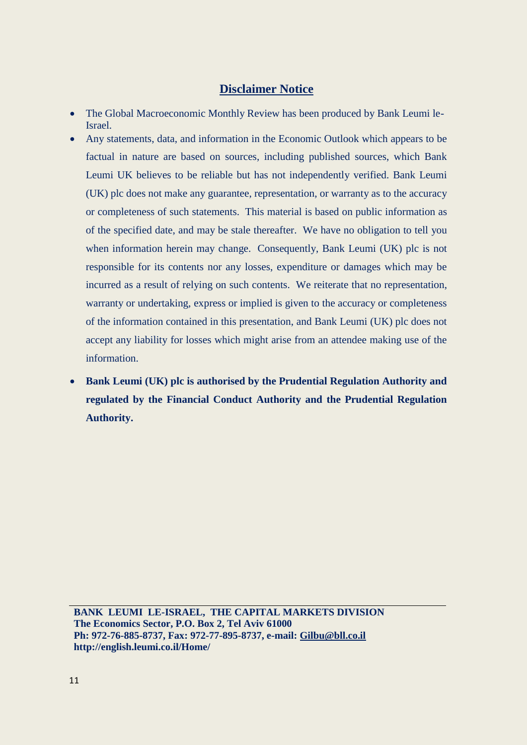## Disclaimer Notice

- The Global Macroeconomic Monthly Review has been produced by Bank Leumi le-Israel.
- Any statements, data, and information in the Economic Outlook which appears to be factual in nature are based on sources, including published sources, which Bank Leumi UK believes to be reliable but has not independently verified. Bank Leumi (UK) plc does not make any guarantee, representation, or warranty as to the accuracy or completeness of such statements. This material is based on public information as of the specified date, and may be stale thereafter. We have no obligation to tell you when information herein may change. Consequently, Bank Leumi (UK) plc is not responsible for its contents nor any losses, expenditure or damages which may be incurred as a result of relying on such contents. We reiterate that no representation, warranty or undertaking, express or implied is given to the accuracy or completeness of the information contained in this presentation, and Bank Leumi (UK) plc does not accept any liability for losses which might arise from an attendee making use of the information.
- **Bank Leumi (UK) plc is authorised by the Prudential Regulation Authority and regulated by the Financial Conduct Authority and the Prudential Regulation Authority.**

---

**BANK LEUMI LE-ISRAEL, THE CAPITAL MARKETS DIVISION**
**The Economics Sector, P.O. Box 2, Tel Aviv 61000**
**Ph: 972-76-885-8737, Fax: 972-77-895-8737, e-mail: Gilbu@bll.co.il**
**http://english.leumi.co.il/Home/**